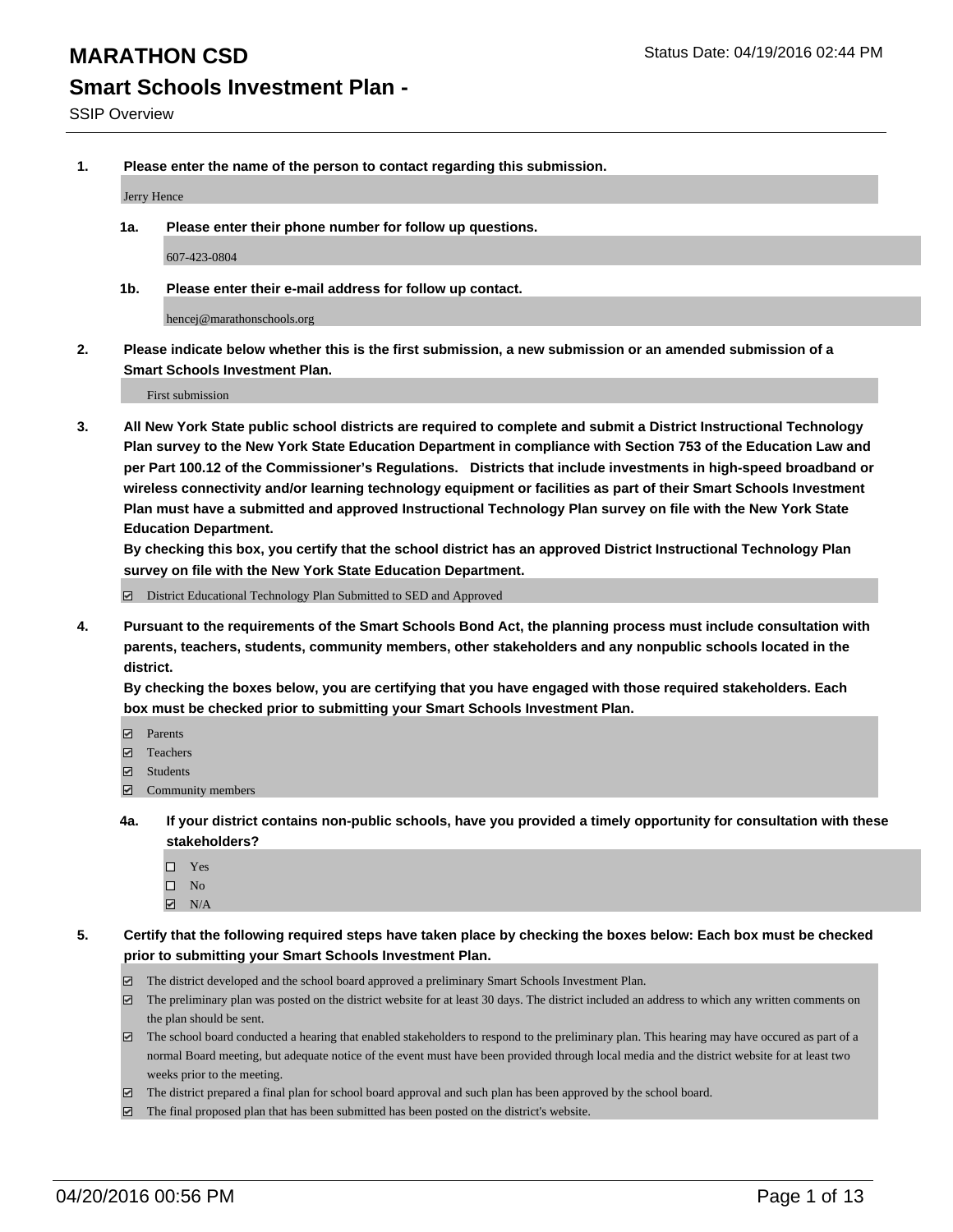# MARATHON CSD

Status Date: 04/19/2016 02:44 PM

## Smart Schools Investment Plan -

SSIP Overview

1. **Please enter the name of the person to contact regarding this submission.**

   Jerry Hence

   1a. **Please enter their phone number for follow up questions.**

   607-423-0804

   1b. **Please enter their e-mail address for follow up contact.**

   hencej@marathonschools.org

2. **Please indicate below whether this is the first submission, a new submission or an amended submission of a Smart Schools Investment Plan.**

   First submission

3. **All New York State public school districts are required to complete and submit a District Instructional Technology Plan survey to the New York State Education Department in compliance with Section 753 of the Education Law and per Part 100.12 of the Commissioner's Regulations. Districts that include investments in high-speed broadband or wireless connectivity and/or learning technology equipment or facilities as part of their Smart Schools Investment Plan must have a submitted and approved Instructional Technology Plan survey on file with the New York State Education Department.**
   **By checking this box, you certify that the school district has an approved District Instructional Technology Plan survey on file with the New York State Education Department.**

   ☑ District Educational Technology Plan Submitted to SED and Approved

4. **Pursuant to the requirements of the Smart Schools Bond Act, the planning process must include consultation with parents, teachers, students, community members, other stakeholders and any nonpublic schools located in the district.**
   **By checking the boxes below, you are certifying that you have engaged with those required stakeholders. Each box must be checked prior to submitting your Smart Schools Investment Plan.**

   ☑ Parents
   ☑ Teachers
   ☑ Students
   ☑ Community members

   4a. **If your district contains non-public schools, have you provided a timely opportunity for consultation with these stakeholders?**

   ☐ Yes
   ☐ No
   ☑ N/A

5. **Certify that the following required steps have taken place by checking the boxes below: Each box must be checked prior to submitting your Smart Schools Investment Plan.**

   ☑ The district developed and the school board approved a preliminary Smart Schools Investment Plan.
   ☑ The preliminary plan was posted on the district website for at least 30 days. The district included an address to which any written comments on the plan should be sent.
   ☑ The school board conducted a hearing that enabled stakeholders to respond to the preliminary plan. This hearing may have occured as part of a normal Board meeting, but adequate notice of the event must have been provided through local media and the district website for at least two weeks prior to the meeting.
   ☑ The district prepared a final plan for school board approval and such plan has been approved by the school board.
   ☑ The final proposed plan that has been submitted has been posted on the district's website.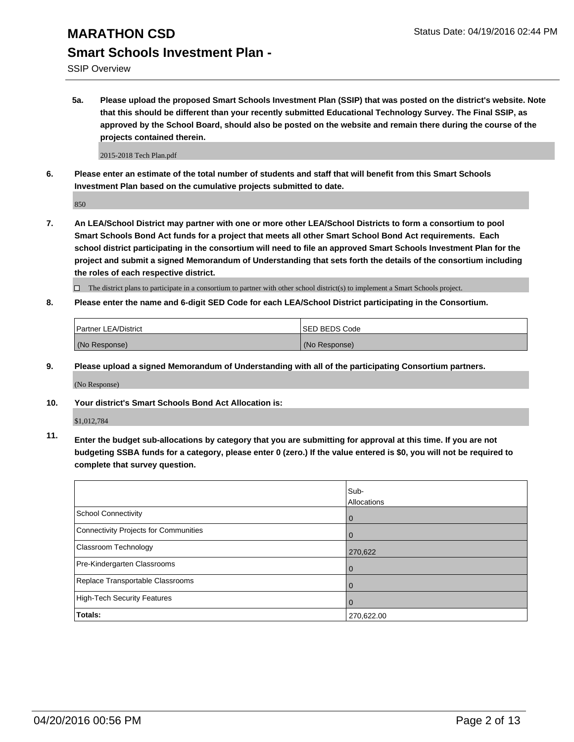# MARATHON CSD

## Smart Schools Investment Plan -

SSIP Overview

**5a. Please upload the proposed Smart Schools Investment Plan (SSIP) that was posted on the district's website. Note that this should be different than your recently submitted Educational Technology Survey. The Final SSIP, as approved by the School Board, should also be posted on the website and remain there during the course of the projects contained therein.**

2015-2018 Tech Plan.pdf

**6. Please enter an estimate of the total number of students and staff that will benefit from this Smart Schools Investment Plan based on the cumulative projects submitted to date.**

850

**7. An LEA/School District may partner with one or more other LEA/School Districts to form a consortium to pool Smart Schools Bond Act funds for a project that meets all other Smart School Bond Act requirements. Each school district participating in the consortium will need to file an approved Smart Schools Investment Plan for the project and submit a signed Memorandum of Understanding that sets forth the details of the consortium including the roles of each respective district.**

☐ The district plans to participate in a consortium to partner with other school district(s) to implement a Smart Schools project.

**8. Please enter the name and 6-digit SED Code for each LEA/School District participating in the Consortium.**

| Partner LEA/District | SED BEDS Code |
|---|---|
| (No Response) | (No Response) |

**9. Please upload a signed Memorandum of Understanding with all of the participating Consortium partners.**

(No Response)

**10. Your district's Smart Schools Bond Act Allocation is:**

$1,012,784

**11. Enter the budget sub-allocations by category that you are submitting for approval at this time. If you are not budgeting SSBA funds for a category, please enter 0 (zero.) If the value entered is $0, you will not be required to complete that survey question.**

| | Sub-Allocations |
|---|---|
| School Connectivity | 0 |
| Connectivity Projects for Communities | 0 |
| Classroom Technology | 270,622 |
| Pre-Kindergarten Classrooms | 0 |
| Replace Transportable Classrooms | 0 |
| High-Tech Security Features | 0 |
| **Totals:** | 270,622.00 |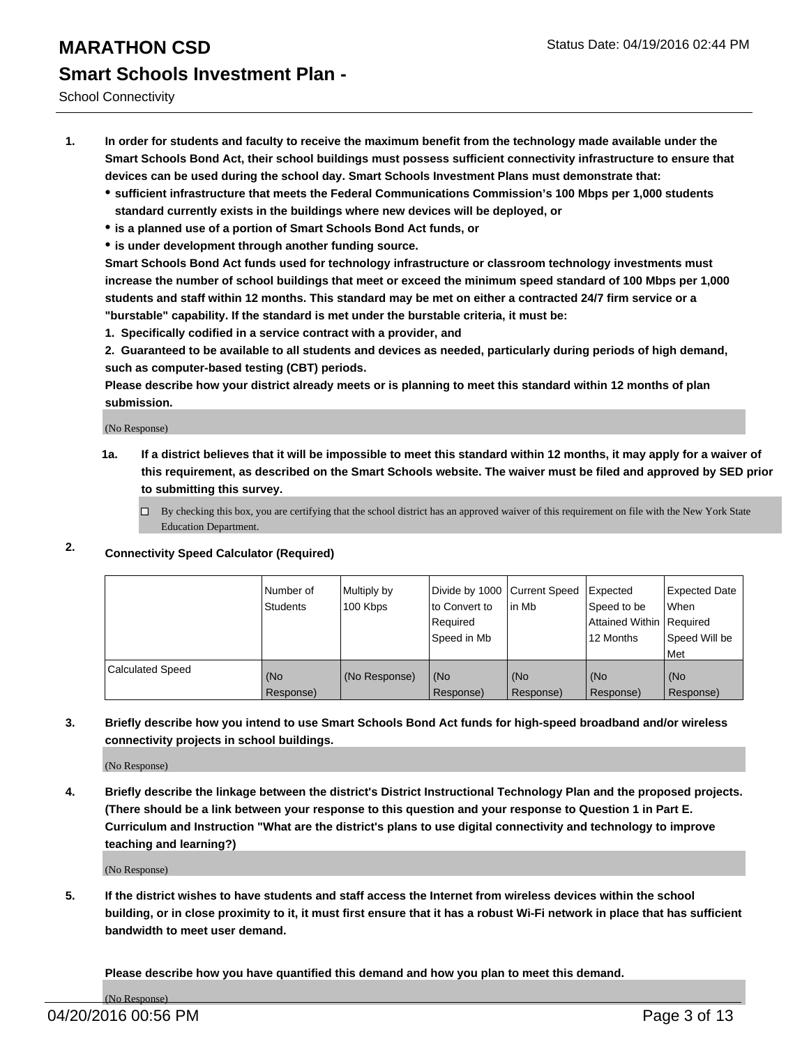# MARATHON CSD

Status Date: 04/19/2016 02:44 PM

## Smart Schools Investment Plan -

School Connectivity

1. **In order for students and faculty to receive the maximum benefit from the technology made available under the Smart Schools Bond Act, their school buildings must possess sufficient connectivity infrastructure to ensure that devices can be used during the school day. Smart Schools Investment Plans must demonstrate that:**
   - **sufficient infrastructure that meets the Federal Communications Commission's 100 Mbps per 1,000 students standard currently exists in the buildings where new devices will be deployed, or**
   - **is a planned use of a portion of Smart Schools Bond Act funds, or**
   - **is under development through another funding source.**

   **Smart Schools Bond Act funds used for technology infrastructure or classroom technology investments must increase the number of school buildings that meet or exceed the minimum speed standard of 100 Mbps per 1,000 students and staff within 12 months. This standard may be met on either a contracted 24/7 firm service or a "burstable" capability. If the standard is met under the burstable criteria, it must be:**

   **1. Specifically codified in a service contract with a provider, and**

   **2. Guaranteed to be available to all students and devices as needed, particularly during periods of high demand, such as computer-based testing (CBT) periods.**

   **Please describe how your district already meets or is planning to meet this standard within 12 months of plan submission.**

   (No Response)

   **1a. If a district believes that it will be impossible to meet this standard within 12 months, it may apply for a waiver of this requirement, as described on the Smart Schools website. The waiver must be filed and approved by SED prior to submitting this survey.**

   ☐ By checking this box, you are certifying that the school district has an approved waiver of this requirement on file with the New York State Education Department.

2. **Connectivity Speed Calculator (Required)**

| | Number of Students | Multiply by 100 Kbps | Divide by 1000 to Convert to Required Speed in Mb | Current Speed in Mb | Expected Speed to be Attained Within 12 Months | Expected Date When Required Speed Will be Met |
|---|---|---|---|---|---|---|
| Calculated Speed | (No Response) | (No Response) | (No Response) | (No Response) | (No Response) | (No Response) |

3. **Briefly describe how you intend to use Smart Schools Bond Act funds for high-speed broadband and/or wireless connectivity projects in school buildings.**

   (No Response)

4. **Briefly describe the linkage between the district's District Instructional Technology Plan and the proposed projects. (There should be a link between your response to this question and your response to Question 1 in Part E. Curriculum and Instruction "What are the district's plans to use digital connectivity and technology to improve teaching and learning?)**

   (No Response)

5. **If the district wishes to have students and staff access the Internet from wireless devices within the school building, or in close proximity to it, it must first ensure that it has a robust Wi-Fi network in place that has sufficient bandwidth to meet user demand.**

   **Please describe how you have quantified this demand and how you plan to meet this demand.**

   (No Response)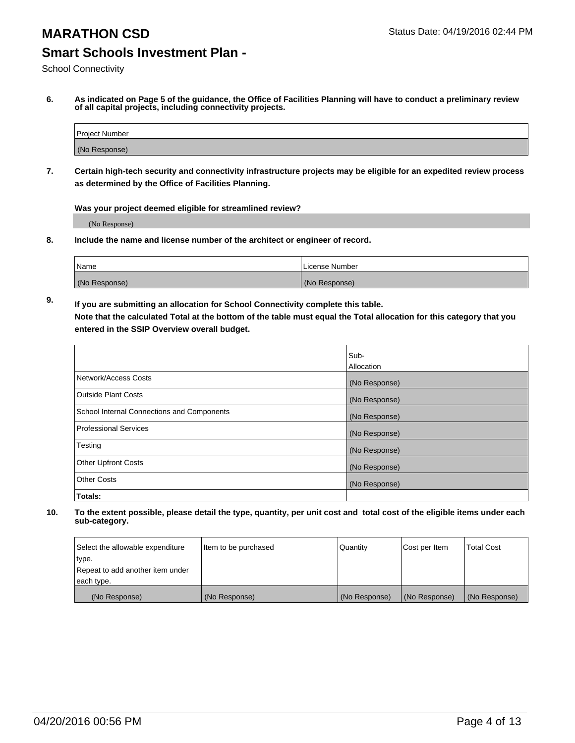# MARATHON CSD

Status Date: 04/19/2016 02:44 PM

## Smart Schools Investment Plan -

School Connectivity

**6. As indicated on Page 5 of the guidance, the Office of Facilities Planning will have to conduct a preliminary review of all capital projects, including connectivity projects.**

| Project Number |
|---|
| (No Response) |

**7. Certain high-tech security and connectivity infrastructure projects may be eligible for an expedited review process as determined by the Office of Facilities Planning.**

**Was your project deemed eligible for streamlined review?**

(No Response)

**8. Include the name and license number of the architect or engineer of record.**

| Name | License Number |
|---|---|
| (No Response) | (No Response) |

**9. If you are submitting an allocation for School Connectivity complete this table.**
**Note that the calculated Total at the bottom of the table must equal the Total allocation for this category that you entered in the SSIP Overview overall budget.**

| | Sub-Allocation |
|---|---|
| Network/Access Costs | (No Response) |
| Outside Plant Costs | (No Response) |
| School Internal Connections and Components | (No Response) |
| Professional Services | (No Response) |
| Testing | (No Response) |
| Other Upfront Costs | (No Response) |
| Other Costs | (No Response) |
| **Totals:** | |

**10. To the extent possible, please detail the type, quantity, per unit cost and total cost of the eligible items under each sub-category.**

| Select the allowable expenditure type. Repeat to add another item under each type. | Item to be purchased | Quantity | Cost per Item | Total Cost |
|---|---|---|---|---|
| (No Response) | (No Response) | (No Response) | (No Response) | (No Response) |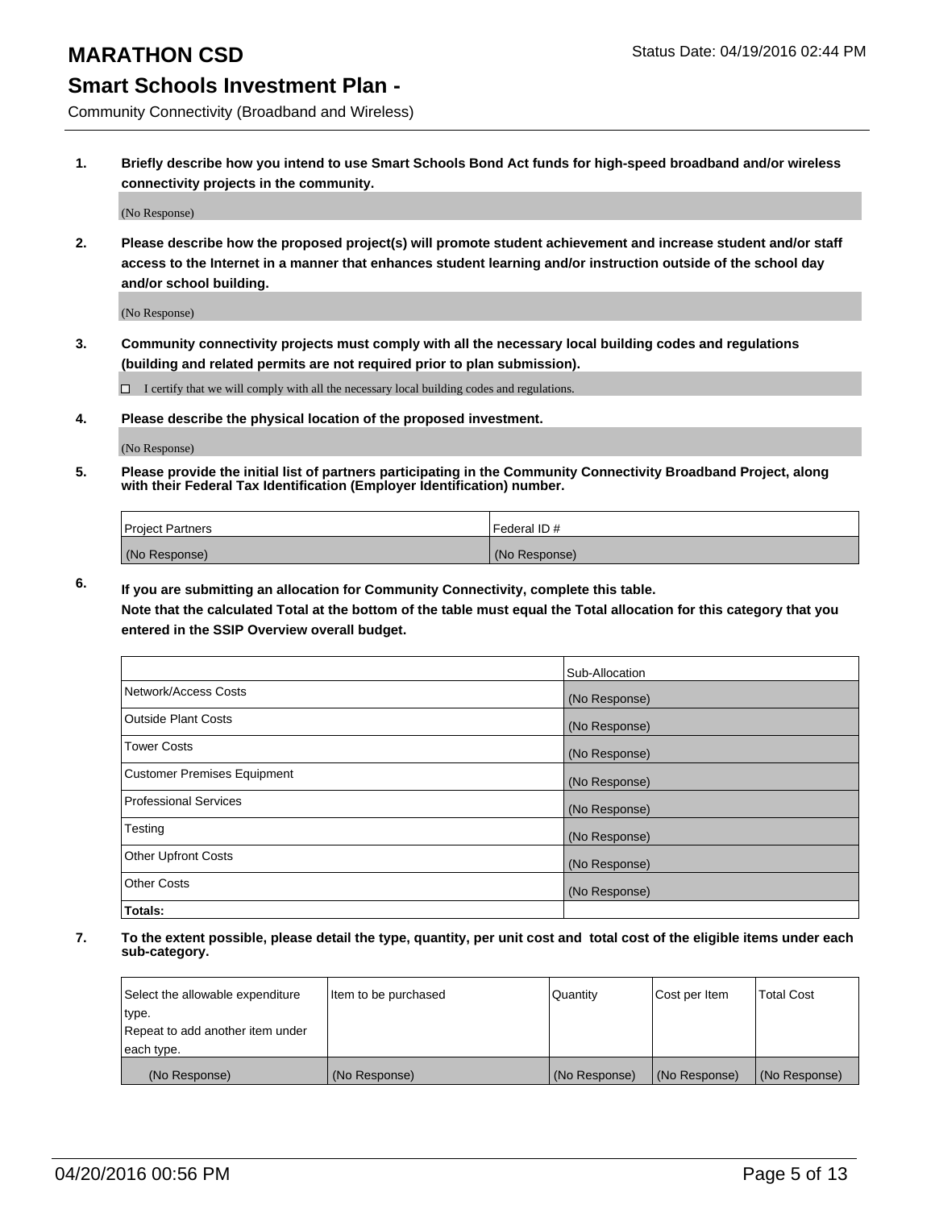# MARATHON CSD

Status Date: 04/19/2016 02:44 PM

## Smart Schools Investment Plan -

Community Connectivity (Broadband and Wireless)

**1. Briefly describe how you intend to use Smart Schools Bond Act funds for high-speed broadband and/or wireless connectivity projects in the community.**

(No Response)

**2. Please describe how the proposed project(s) will promote student achievement and increase student and/or staff access to the Internet in a manner that enhances student learning and/or instruction outside of the school day and/or school building.**

(No Response)

**3. Community connectivity projects must comply with all the necessary local building codes and regulations (building and related permits are not required prior to plan submission).**

☐ I certify that we will comply with all the necessary local building codes and regulations.

**4. Please describe the physical location of the proposed investment.**

(No Response)

**5. Please provide the initial list of partners participating in the Community Connectivity Broadband Project, along with their Federal Tax Identification (Employer Identification) number.**

| Project Partners | Federal ID # |
|---|---|
| (No Response) | (No Response) |

**6. If you are submitting an allocation for Community Connectivity, complete this table. Note that the calculated Total at the bottom of the table must equal the Total allocation for this category that you entered in the SSIP Overview overall budget.**

| | Sub-Allocation |
|---|---|
| Network/Access Costs | (No Response) |
| Outside Plant Costs | (No Response) |
| Tower Costs | (No Response) |
| Customer Premises Equipment | (No Response) |
| Professional Services | (No Response) |
| Testing | (No Response) |
| Other Upfront Costs | (No Response) |
| Other Costs | (No Response) |
| **Totals:** | |

**7. To the extent possible, please detail the type, quantity, per unit cost and total cost of the eligible items under each sub-category.**

| Select the allowable expenditure type. Repeat to add another item under each type. | Item to be purchased | Quantity | Cost per Item | Total Cost |
|---|---|---|---|---|
| (No Response) | (No Response) | (No Response) | (No Response) | (No Response) |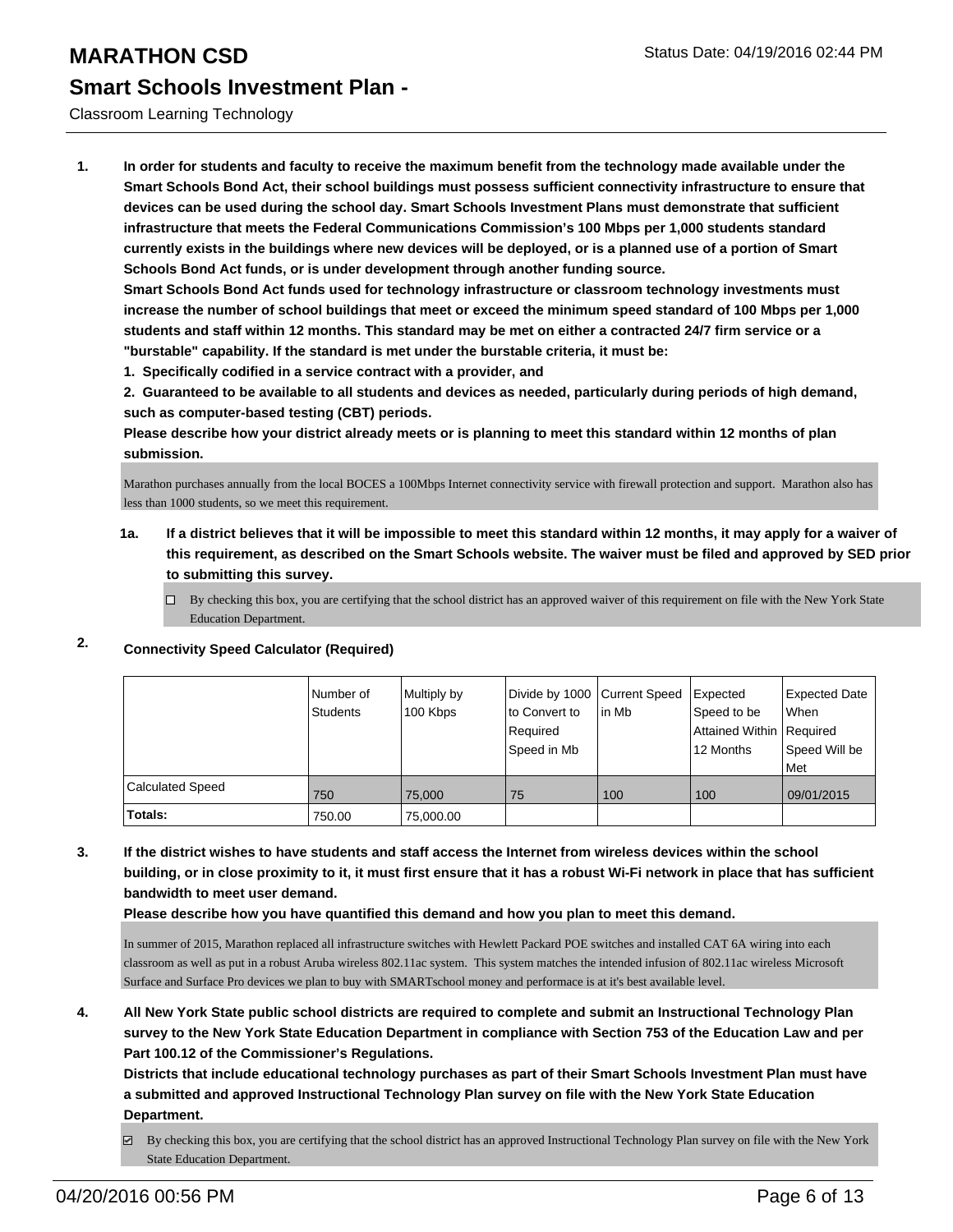# MARATHON CSD

## Smart Schools Investment Plan -

Classroom Learning Technology

**1. In order for students and faculty to receive the maximum benefit from the technology made available under the Smart Schools Bond Act, their school buildings must possess sufficient connectivity infrastructure to ensure that devices can be used during the school day. Smart Schools Investment Plans must demonstrate that sufficient infrastructure that meets the Federal Communications Commission's 100 Mbps per 1,000 students standard currently exists in the buildings where new devices will be deployed, or is a planned use of a portion of Smart Schools Bond Act funds, or is under development through another funding source.**

**Smart Schools Bond Act funds used for technology infrastructure or classroom technology investments must increase the number of school buildings that meet or exceed the minimum speed standard of 100 Mbps per 1,000 students and staff within 12 months. This standard may be met on either a contracted 24/7 firm service or a "burstable" capability. If the standard is met under the burstable criteria, it must be:**

**1. Specifically codified in a service contract with a provider, and**

**2. Guaranteed to be available to all students and devices as needed, particularly during periods of high demand, such as computer-based testing (CBT) periods.**

**Please describe how your district already meets or is planning to meet this standard within 12 months of plan submission.**

Marathon purchases annually from the local BOCES a 100Mbps Internet connectivity service with firewall protection and support. Marathon also has less than 1000 students, so we meet this requirement.

**1a. If a district believes that it will be impossible to meet this standard within 12 months, it may apply for a waiver of this requirement, as described on the Smart Schools website. The waiver must be filed and approved by SED prior to submitting this survey.**

☐ By checking this box, you are certifying that the school district has an approved waiver of this requirement on file with the New York State Education Department.

**2. Connectivity Speed Calculator (Required)**

| | Number of Students | Multiply by 100 Kbps | Divide by 1000 to Convert to Required Speed in Mb | Current Speed in Mb | Expected Speed to be Attained Within 12 Months | Expected Date When Required Speed Will be Met |
|---|---|---|---|---|---|---|
| Calculated Speed | 750 | 75,000 | 75 | 100 | 100 | 09/01/2015 |
| **Totals:** | 750.00 | 75,000.00 | | | | |

**3. If the district wishes to have students and staff access the Internet from wireless devices within the school building, or in close proximity to it, it must first ensure that it has a robust Wi-Fi network in place that has sufficient bandwidth to meet user demand.**

**Please describe how you have quantified this demand and how you plan to meet this demand.**

In summer of 2015, Marathon replaced all infrastructure switches with Hewlett Packard POE switches and installed CAT 6A wiring into each classroom as well as put in a robust Aruba wireless 802.11ac system. This system matches the intended infusion of 802.11ac wireless Microsoft Surface and Surface Pro devices we plan to buy with SMARTschool money and performace is at it's best available level.

**4. All New York State public school districts are required to complete and submit an Instructional Technology Plan survey to the New York State Education Department in compliance with Section 753 of the Education Law and per Part 100.12 of the Commissioner's Regulations.**

**Districts that include educational technology purchases as part of their Smart Schools Investment Plan must have a submitted and approved Instructional Technology Plan survey on file with the New York State Education Department.**

☑ By checking this box, you are certifying that the school district has an approved Instructional Technology Plan survey on file with the New York State Education Department.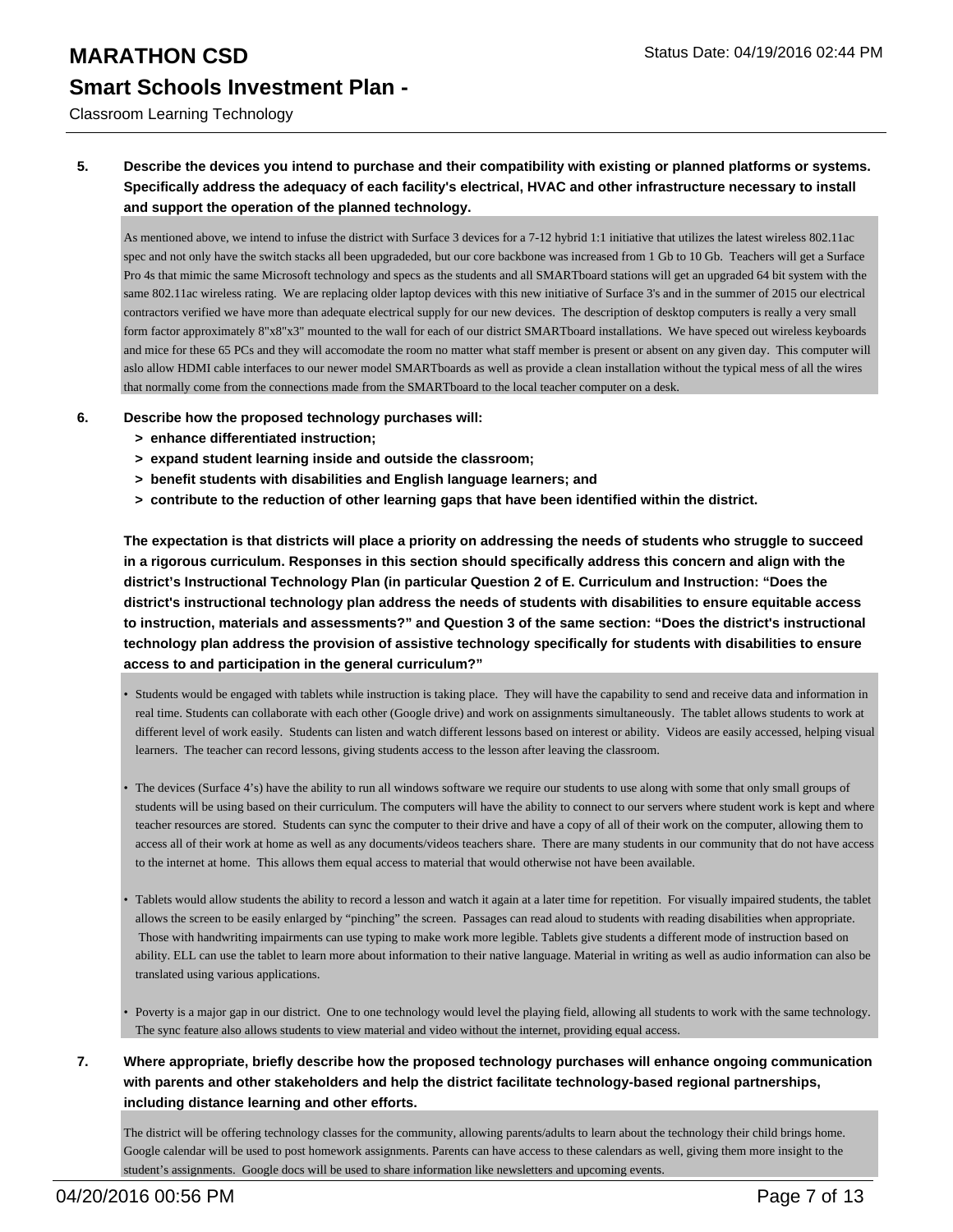**5. Describe the devices you intend to purchase and their compatibility with existing or planned platforms or systems. Specifically address the adequacy of each facility's electrical, HVAC and other infrastructure necessary to install and support the operation of the planned technology.**

As mentioned above, we intend to infuse the district with Surface 3 devices for a 7-12 hybrid 1:1 initiative that utilizes the latest wireless 802.11ac spec and not only have the switch stacks all been upgradeded, but our core backbone was increased from 1 Gb to 10 Gb. Teachers will get a Surface Pro 4s that mimic the same Microsoft technology and specs as the students and all SMARTboard stations will get an upgraded 64 bit system with the same 802.11ac wireless rating. We are replacing older laptop devices with this new initiative of Surface 3's and in the summer of 2015 our electrical contractors verified we have more than adequate electrical supply for our new devices. The description of desktop computers is really a very small form factor approximately 8"x8"x3" mounted to the wall for each of our district SMARTboard installations. We have speced out wireless keyboards and mice for these 65 PCs and they will accomodate the room no matter what staff member is present or absent on any given day. This computer will aslo allow HDMI cable interfaces to our newer model SMARTboards as well as provide a clean installation without the typical mess of all the wires that normally come from the connections made from the SMARTboard to the local teacher computer on a desk.

**6. Describe how the proposed technology purchases will:**

- **> enhance differentiated instruction;**
- **> expand student learning inside and outside the classroom;**
- **> benefit students with disabilities and English language learners; and**
- **> contribute to the reduction of other learning gaps that have been identified within the district.**

**The expectation is that districts will place a priority on addressing the needs of students who struggle to succeed in a rigorous curriculum. Responses in this section should specifically address this concern and align with the district's Instructional Technology Plan (in particular Question 2 of E. Curriculum and Instruction: "Does the district's instructional technology plan address the needs of students with disabilities to ensure equitable access to instruction, materials and assessments?" and Question 3 of the same section: "Does the district's instructional technology plan address the provision of assistive technology specifically for students with disabilities to ensure access to and participation in the general curriculum?"**

- Students would be engaged with tablets while instruction is taking place. They will have the capability to send and receive data and information in real time. Students can collaborate with each other (Google drive) and work on assignments simultaneously. The tablet allows students to work at different level of work easily. Students can listen and watch different lessons based on interest or ability. Videos are easily accessed, helping visual learners. The teacher can record lessons, giving students access to the lesson after leaving the classroom.

- The devices (Surface 4's) have the ability to run all windows software we require our students to use along with some that only small groups of students will be using based on their curriculum. The computers will have the ability to connect to our servers where student work is kept and where teacher resources are stored. Students can sync the computer to their drive and have a copy of all of their work on the computer, allowing them to access all of their work at home as well as any documents/videos teachers share. There are many students in our community that do not have access to the internet at home. This allows them equal access to material that would otherwise not have been available.

- Tablets would allow students the ability to record a lesson and watch it again at a later time for repetition. For visually impaired students, the tablet allows the screen to be easily enlarged by "pinching" the screen. Passages can read aloud to students with reading disabilities when appropriate. Those with handwriting impairments can use typing to make work more legible. Tablets give students a different mode of instruction based on ability. ELL can use the tablet to learn more about information to their native language. Material in writing as well as audio information can also be translated using various applications.

- Poverty is a major gap in our district. One to one technology would level the playing field, allowing all students to work with the same technology. The sync feature also allows students to view material and video without the internet, providing equal access.

**7. Where appropriate, briefly describe how the proposed technology purchases will enhance ongoing communication with parents and other stakeholders and help the district facilitate technology-based regional partnerships, including distance learning and other efforts.**

The district will be offering technology classes for the community, allowing parents/adults to learn about the technology their child brings home. Google calendar will be used to post homework assignments. Parents can have access to these calendars as well, giving them more insight to the student's assignments. Google docs will be used to share information like newsletters and upcoming events.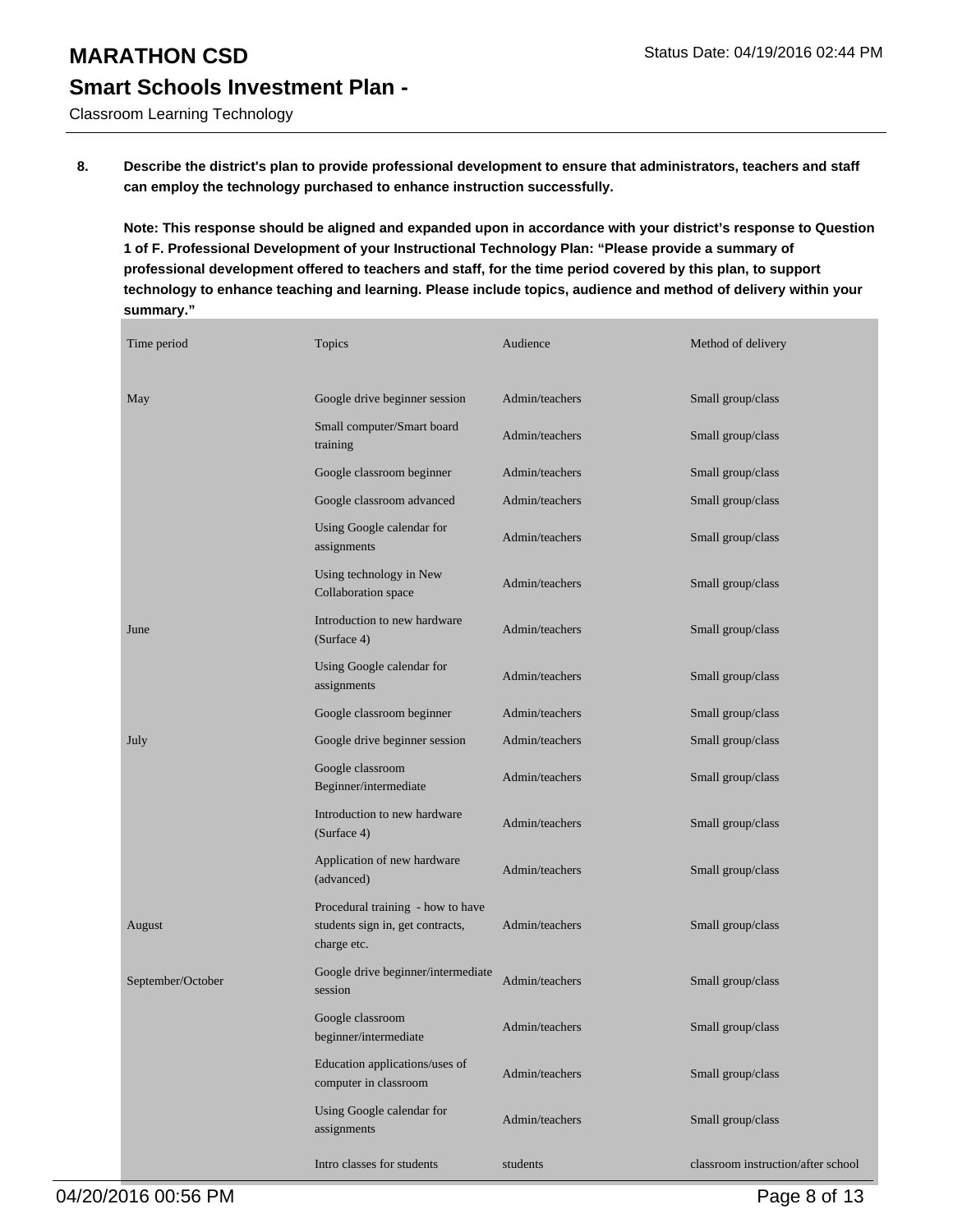# MARATHON CSD

## Smart Schools Investment Plan -

Classroom Learning Technology

**8. Describe the district's plan to provide professional development to ensure that administrators, teachers and staff can employ the technology purchased to enhance instruction successfully.**

**Note: This response should be aligned and expanded upon in accordance with your district's response to Question 1 of F. Professional Development of your Instructional Technology Plan: "Please provide a summary of professional development offered to teachers and staff, for the time period covered by this plan, to support technology to enhance teaching and learning. Please include topics, audience and method of delivery within your summary."**

| Time period | Topics | Audience | Method of delivery |
|---|---|---|---|
| May | Google drive beginner session | Admin/teachers | Small group/class |
| | Small computer/Smart board training | Admin/teachers | Small group/class |
| | Google classroom beginner | Admin/teachers | Small group/class |
| | Google classroom advanced | Admin/teachers | Small group/class |
| | Using Google calendar for assignments | Admin/teachers | Small group/class |
| | Using technology in New Collaboration space | Admin/teachers | Small group/class |
| June | Introduction to new hardware (Surface 4) | Admin/teachers | Small group/class |
| | Using Google calendar for assignments | Admin/teachers | Small group/class |
| | Google classroom beginner | Admin/teachers | Small group/class |
| July | Google drive beginner session | Admin/teachers | Small group/class |
| | Google classroom Beginner/intermediate | Admin/teachers | Small group/class |
| | Introduction to new hardware (Surface 4) | Admin/teachers | Small group/class |
| | Application of new hardware (advanced) | Admin/teachers | Small group/class |
| August | Procedural training - how to have students sign in, get contracts, charge etc. | Admin/teachers | Small group/class |
| September/October | Google drive beginner/intermediate session | Admin/teachers | Small group/class |
| | Google classroom beginner/intermediate | Admin/teachers | Small group/class |
| | Education applications/uses of computer in classroom | Admin/teachers | Small group/class |
| | Using Google calendar for assignments | Admin/teachers | Small group/class |
| | Intro classes for students | students | classroom instruction/after school |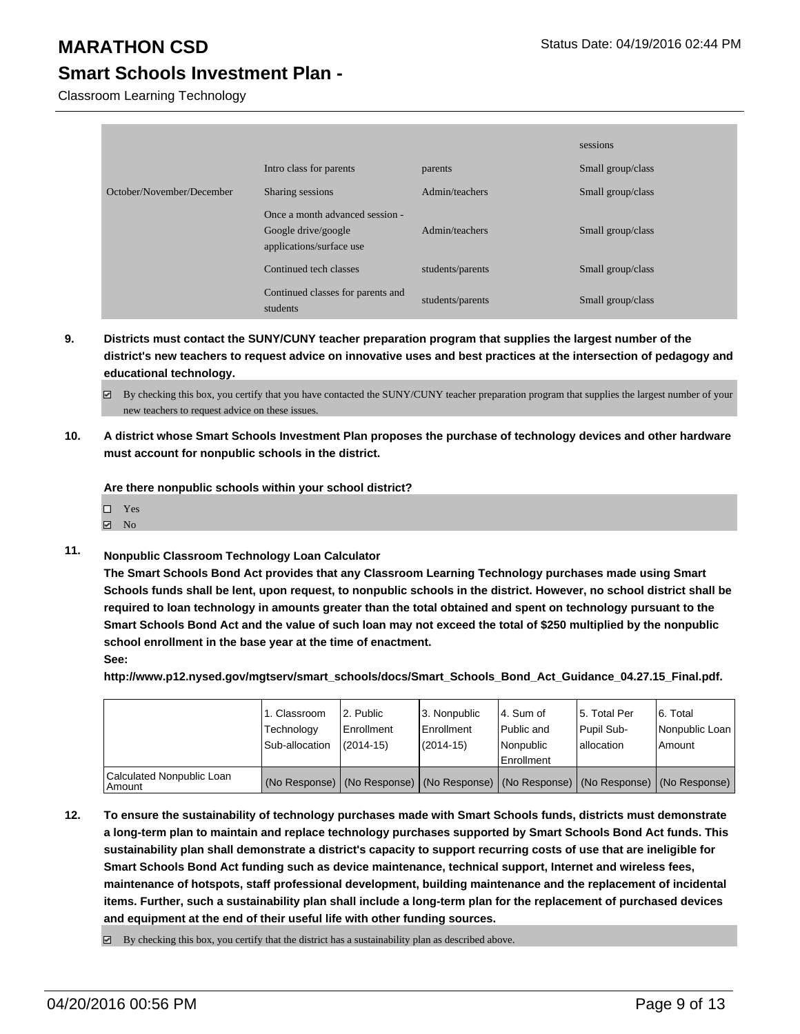# MARATHON CSD

## Smart Schools Investment Plan -

Classroom Learning Technology

| | | | |
|---|---|---|---|
| | | | sessions |
| | Intro class for parents | parents | Small group/class |
| October/November/December | Sharing sessions | Admin/teachers | Small group/class |
| | Once a month advanced session - Google drive/google applications/surface use | Admin/teachers | Small group/class |
| | Continued tech classes | students/parents | Small group/class |
| | Continued classes for parents and students | students/parents | Small group/class |

**9. Districts must contact the SUNY/CUNY teacher preparation program that supplies the largest number of the district's new teachers to request advice on innovative uses and best practices at the intersection of pedagogy and educational technology.**

☑ By checking this box, you certify that you have contacted the SUNY/CUNY teacher preparation program that supplies the largest number of your new teachers to request advice on these issues.

**10. A district whose Smart Schools Investment Plan proposes the purchase of technology devices and other hardware must account for nonpublic schools in the district.**

**Are there nonpublic schools within your school district?**

☐ Yes
☑ No

**11. Nonpublic Classroom Technology Loan Calculator**

**The Smart Schools Bond Act provides that any Classroom Learning Technology purchases made using Smart Schools funds shall be lent, upon request, to nonpublic schools in the district. However, no school district shall be required to loan technology in amounts greater than the total obtained and spent on technology pursuant to the Smart Schools Bond Act and the value of such loan may not exceed the total of $250 multiplied by the nonpublic school enrollment in the base year at the time of enactment.**

**See:**

**http://www.p12.nysed.gov/mgtserv/smart_schools/docs/Smart_Schools_Bond_Act_Guidance_04.27.15_Final.pdf.**

| | 1. Classroom Technology Sub-allocation | 2. Public Enrollment (2014-15) | 3. Nonpublic Enrollment (2014-15) | 4. Sum of Public and Nonpublic Enrollment | 5. Total Per Pupil Sub-allocation | 6. Total Nonpublic Loan Amount |
|---|---|---|---|---|---|---|
| Calculated Nonpublic Loan Amount | (No Response) | (No Response) | (No Response) | (No Response) | (No Response) | (No Response) |

**12. To ensure the sustainability of technology purchases made with Smart Schools funds, districts must demonstrate a long-term plan to maintain and replace technology purchases supported by Smart Schools Bond Act funds. This sustainability plan shall demonstrate a district's capacity to support recurring costs of use that are ineligible for Smart Schools Bond Act funding such as device maintenance, technical support, Internet and wireless fees, maintenance of hotspots, staff professional development, building maintenance and the replacement of incidental items. Further, such a sustainability plan shall include a long-term plan for the replacement of purchased devices and equipment at the end of their useful life with other funding sources.**

☑ By checking this box, you certify that the district has a sustainability plan as described above.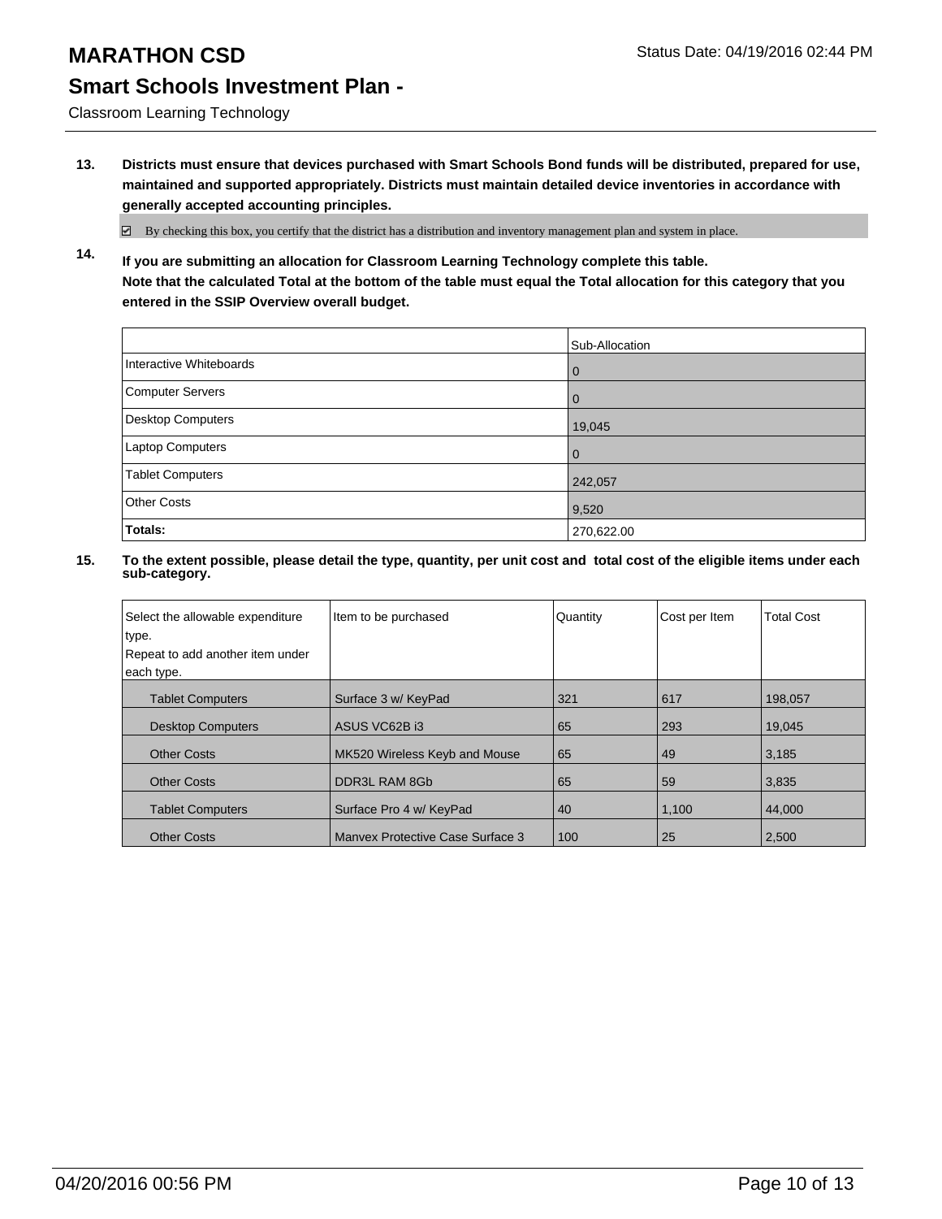# MARATHON CSD

Status Date: 04/19/2016 02:44 PM

## Smart Schools Investment Plan -

Classroom Learning Technology

**13. Districts must ensure that devices purchased with Smart Schools Bond funds will be distributed, prepared for use, maintained and supported appropriately. Districts must maintain detailed device inventories in accordance with generally accepted accounting principles.**

☑ By checking this box, you certify that the district has a distribution and inventory management plan and system in place.

**14. If you are submitting an allocation for Classroom Learning Technology complete this table. Note that the calculated Total at the bottom of the table must equal the Total allocation for this category that you entered in the SSIP Overview overall budget.**

| | Sub-Allocation |
|---|---|
| Interactive Whiteboards | 0 |
| Computer Servers | 0 |
| Desktop Computers | 19,045 |
| Laptop Computers | 0 |
| Tablet Computers | 242,057 |
| Other Costs | 9,520 |
| **Totals:** | 270,622.00 |

**15. To the extent possible, please detail the type, quantity, per unit cost and total cost of the eligible items under each sub-category.**

| Select the allowable expenditure type. Repeat to add another item under each type. | Item to be purchased | Quantity | Cost per Item | Total Cost |
|---|---|---|---|---|
| Tablet Computers | Surface 3 w/ KeyPad | 321 | 617 | 198,057 |
| Desktop Computers | ASUS VC62B i3 | 65 | 293 | 19,045 |
| Other Costs | MK520 Wireless Keyb and Mouse | 65 | 49 | 3,185 |
| Other Costs | DDR3L RAM 8Gb | 65 | 59 | 3,835 |
| Tablet Computers | Surface Pro 4 w/ KeyPad | 40 | 1,100 | 44,000 |
| Other Costs | Manvex Protective Case Surface 3 | 100 | 25 | 2,500 |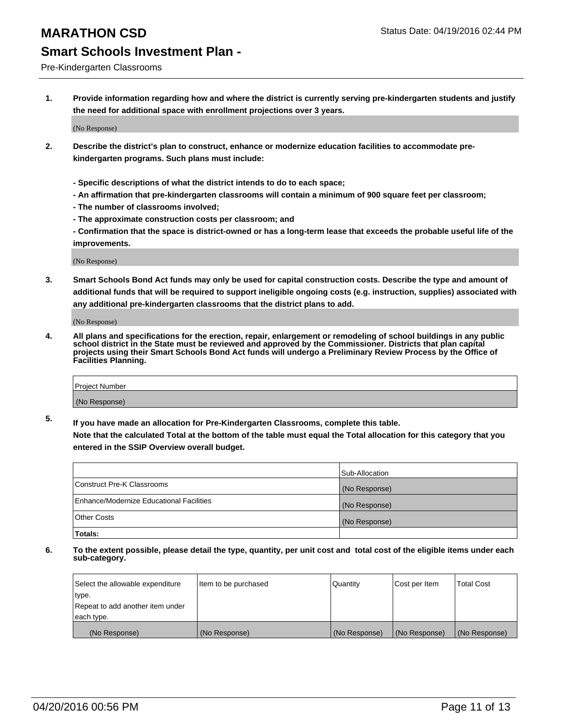# MARATHON CSD

Status Date: 04/19/2016 02:44 PM

## Smart Schools Investment Plan -

Pre-Kindergarten Classrooms

**1. Provide information regarding how and where the district is currently serving pre-kindergarten students and justify the need for additional space with enrollment projections over 3 years.**

(No Response)

**2. Describe the district's plan to construct, enhance or modernize education facilities to accommodate pre-kindergarten programs. Such plans must include:**

**- Specific descriptions of what the district intends to do to each space;**
**- An affirmation that pre-kindergarten classrooms will contain a minimum of 900 square feet per classroom;**
**- The number of classrooms involved;**
**- The approximate construction costs per classroom; and**
**- Confirmation that the space is district-owned or has a long-term lease that exceeds the probable useful life of the improvements.**

(No Response)

**3. Smart Schools Bond Act funds may only be used for capital construction costs. Describe the type and amount of additional funds that will be required to support ineligible ongoing costs (e.g. instruction, supplies) associated with any additional pre-kindergarten classrooms that the district plans to add.**

(No Response)

**4. All plans and specifications for the erection, repair, enlargement or remodeling of school buildings in any public school district in the State must be reviewed and approved by the Commissioner. Districts that plan capital projects using their Smart Schools Bond Act funds will undergo a Preliminary Review Process by the Office of Facilities Planning.**

| Project Number |
| --- |
| (No Response) |

**5. If you have made an allocation for Pre-Kindergarten Classrooms, complete this table.**
**Note that the calculated Total at the bottom of the table must equal the Total allocation for this category that you entered in the SSIP Overview overall budget.**

| | Sub-Allocation |
| --- | --- |
| Construct Pre-K Classrooms | (No Response) |
| Enhance/Modernize Educational Facilities | (No Response) |
| Other Costs | (No Response) |
| **Totals:** | |

**6. To the extent possible, please detail the type, quantity, per unit cost and total cost of the eligible items under each sub-category.**

| Select the allowable expenditure type. Repeat to add another item under each type. | Item to be purchased | Quantity | Cost per Item | Total Cost |
| --- | --- | --- | --- | --- |
| (No Response) | (No Response) | (No Response) | (No Response) | (No Response) |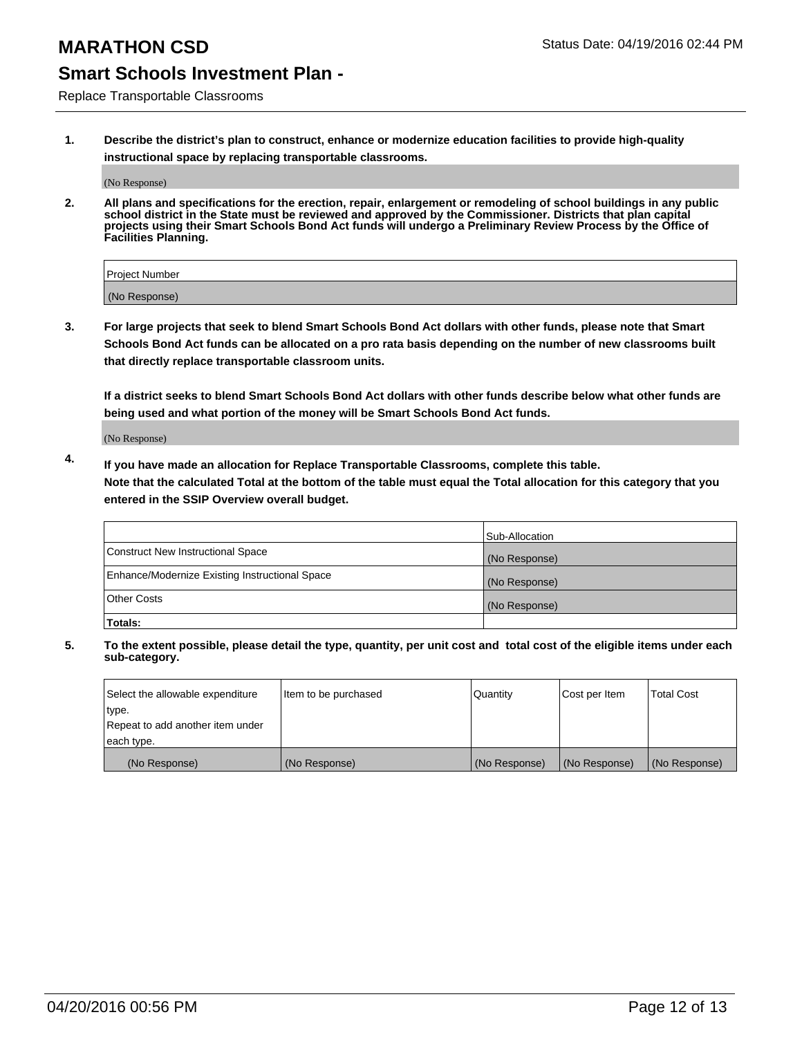# MARATHON CSD

Status Date: 04/19/2016 02:44 PM

## Smart Schools Investment Plan -

Replace Transportable Classrooms

1. **Describe the district's plan to construct, enhance or modernize education facilities to provide high-quality instructional space by replacing transportable classrooms.**

   (No Response)

2. **All plans and specifications for the erection, repair, enlargement or remodeling of school buildings in any public school district in the State must be reviewed and approved by the Commissioner. Districts that plan capital projects using their Smart Schools Bond Act funds will undergo a Preliminary Review Process by the Office of Facilities Planning.**

| Project Number |
|---|
| (No Response) |

3. **For large projects that seek to blend Smart Schools Bond Act dollars with other funds, please note that Smart Schools Bond Act funds can be allocated on a pro rata basis depending on the number of new classrooms built that directly replace transportable classroom units.**

   **If a district seeks to blend Smart Schools Bond Act dollars with other funds describe below what other funds are being used and what portion of the money will be Smart Schools Bond Act funds.**

   (No Response)

4. **If you have made an allocation for Replace Transportable Classrooms, complete this table. Note that the calculated Total at the bottom of the table must equal the Total allocation for this category that you entered in the SSIP Overview overall budget.**

| | Sub-Allocation |
|---|---|
| Construct New Instructional Space | (No Response) |
| Enhance/Modernize Existing Instructional Space | (No Response) |
| Other Costs | (No Response) |
| **Totals:** | |

5. **To the extent possible, please detail the type, quantity, per unit cost and total cost of the eligible items under each sub-category.**

| Select the allowable expenditure type. Repeat to add another item under each type. | Item to be purchased | Quantity | Cost per Item | Total Cost |
|---|---|---|---|---|
| (No Response) | (No Response) | (No Response) | (No Response) | (No Response) |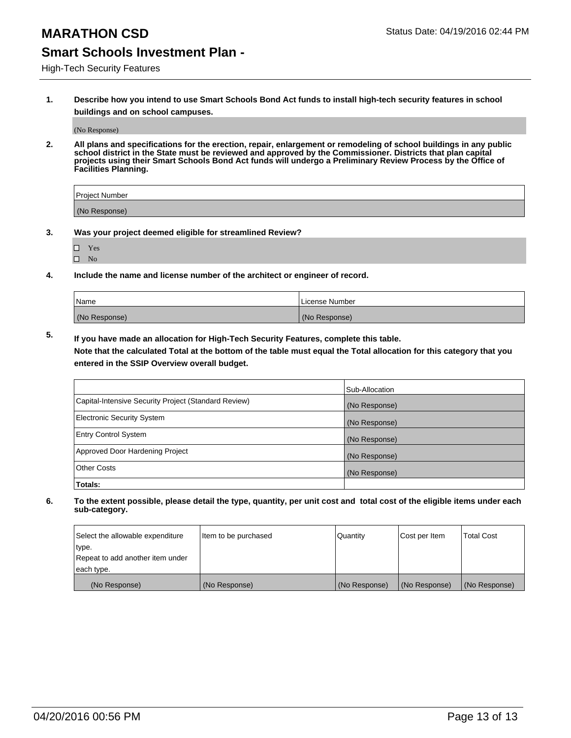# MARATHON CSD

Status Date: 04/19/2016 02:44 PM

## Smart Schools Investment Plan -

High-Tech Security Features

1. **Describe how you intend to use Smart Schools Bond Act funds to install high-tech security features in school buildings and on school campuses.**

   (No Response)

2. **All plans and specifications for the erection, repair, enlargement or remodeling of school buildings in any public school district in the State must be reviewed and approved by the Commissioner. Districts that plan capital projects using their Smart Schools Bond Act funds will undergo a Preliminary Review Process by the Office of Facilities Planning.**

| Project Number |
| --- |
| (No Response) |

3. **Was your project deemed eligible for streamlined Review?**

   ☐ Yes
   ☐ No

4. **Include the name and license number of the architect or engineer of record.**

| Name | License Number |
| --- | --- |
| (No Response) | (No Response) |

5. **If you have made an allocation for High-Tech Security Features, complete this table.**
   **Note that the calculated Total at the bottom of the table must equal the Total allocation for this category that you entered in the SSIP Overview overall budget.**

| | Sub-Allocation |
| --- | --- |
| Capital-Intensive Security Project (Standard Review) | (No Response) |
| Electronic Security System | (No Response) |
| Entry Control System | (No Response) |
| Approved Door Hardening Project | (No Response) |
| Other Costs | (No Response) |
| **Totals:** | |

6. **To the extent possible, please detail the type, quantity, per unit cost and total cost of the eligible items under each sub-category.**

| Select the allowable expenditure type. Repeat to add another item under each type. | Item to be purchased | Quantity | Cost per Item | Total Cost |
| --- | --- | --- | --- | --- |
| (No Response) | (No Response) | (No Response) | (No Response) | (No Response) |